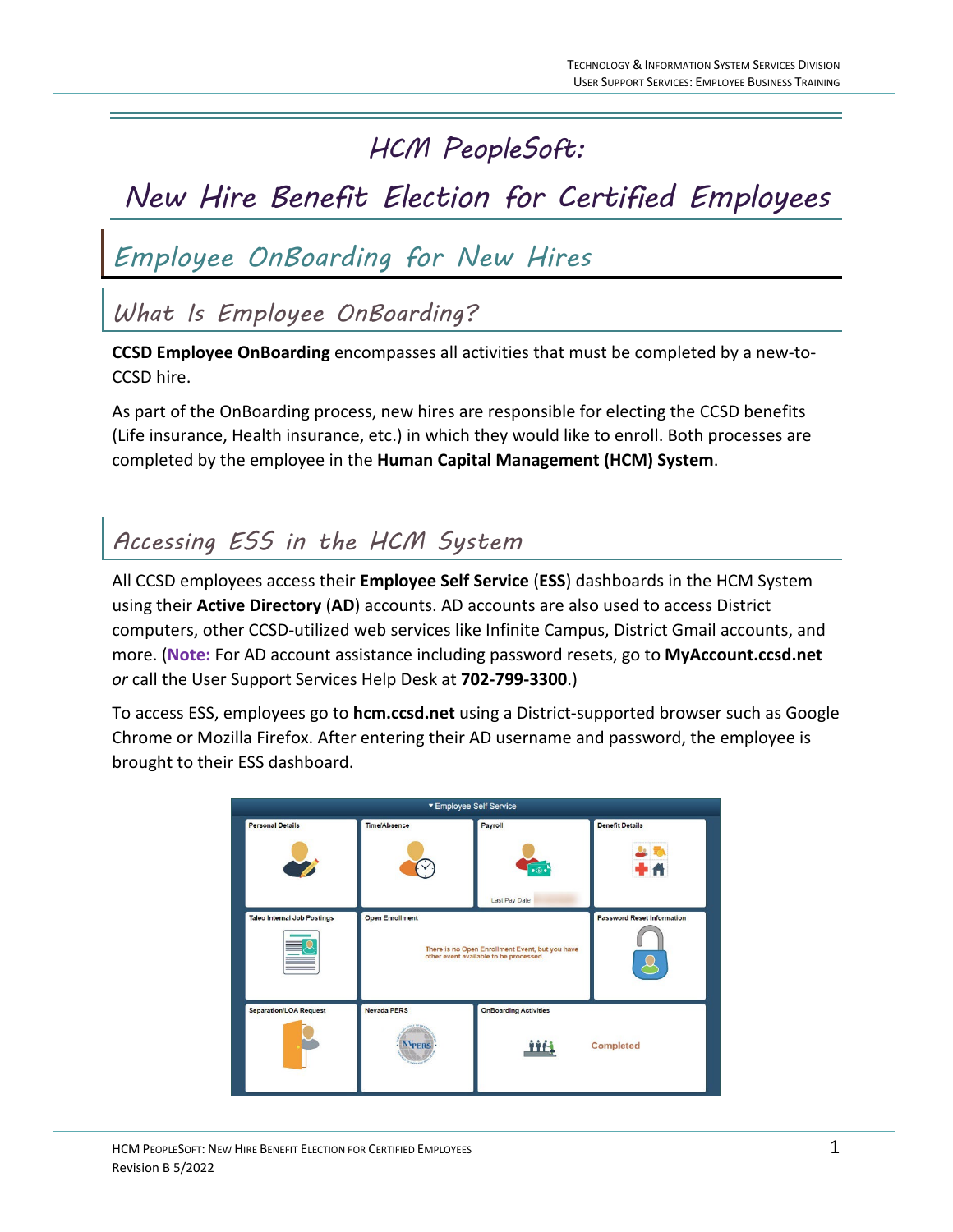# HCM PeopleSoft:

# New Hire Benefit Election for Certified Employees

## Employee OnBoarding for New Hires

### What Is Employee OnBoarding?

**CCSD Employee OnBoarding** encompasses all activities that must be completed by a new-to-CCSD hire.

As part of the OnBoarding process, new hires are responsible for electing the CCSD benefits (Life insurance, Health insurance, etc.) in which they would like to enroll. Both processes are completed by the employee in the **Human Capital Management (HCM) System**.

### Accessing ESS in the HCM System

All CCSD employees access their **Employee Self Service** (**ESS**) dashboards in the HCM System using their **Active Directory** (**AD**) accounts. AD accounts are also used to access District computers, other CCSD-utilized web services like Infinite Campus, District Gmail accounts, and more. (**Note:** For AD account assistance including password resets, go to **MyAccount.ccsd.net** *or* call the User Support Services Help Desk at **702-799-3300**.)

To access ESS, employees go to **hcm.ccsd.net** using a District-supported browser such as Google Chrome or Mozilla Firefox. After entering their AD username and password, the employee is brought to their ESS dashboard.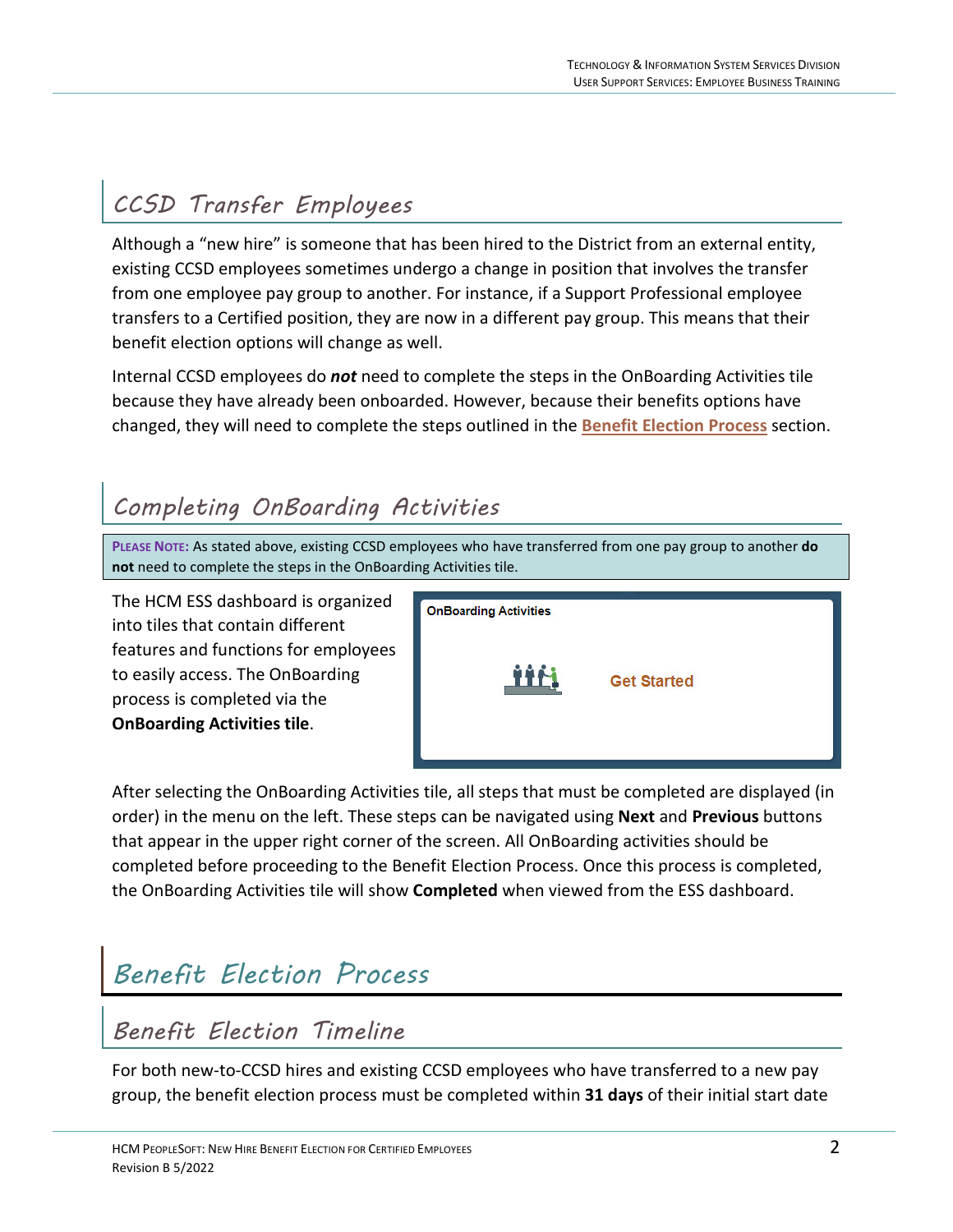## CCSD Transfer Employees

Although a "new hire" is someone that has been hired to the District from an external entity, existing CCSD employees sometimes undergo a change in position that involves the transfer from one employee pay group to another. For instance, if a Support Professional employee transfers to a Certified position, they are now in a different pay group. This means that their benefit election options will change as well.

Internal CCSD employees do ***not*** need to complete the steps in the OnBoarding Activities tile because they have already been onboarded. However, because their benefits options have changed, they will need to complete the steps outlined in the **Benefit Election Process** section.

## Completing OnBoarding Activities

**PLEASE NOTE:** As stated above, existing CCSD employees who have transferred from one pay group to another **do not** need to complete the steps in the OnBoarding Activities tile.

The HCM ESS dashboard is organized into tiles that contain different features and functions for employees to easily access. The OnBoarding process is completed via the **OnBoarding Activities tile**.

OnBoarding Activities

Get Started

After selecting the OnBoarding Activities tile, all steps that must be completed are displayed (in order) in the menu on the left. These steps can be navigated using **Next** and **Previous** buttons that appear in the upper right corner of the screen. All OnBoarding activities should be completed before proceeding to the Benefit Election Process. Once this process is completed, the OnBoarding Activities tile will show **Completed** when viewed from the ESS dashboard.

# Benefit Election Process

## Benefit Election Timeline

For both new-to-CCSD hires and existing CCSD employees who have transferred to a new pay group, the benefit election process must be completed within **31 days** of their initial start date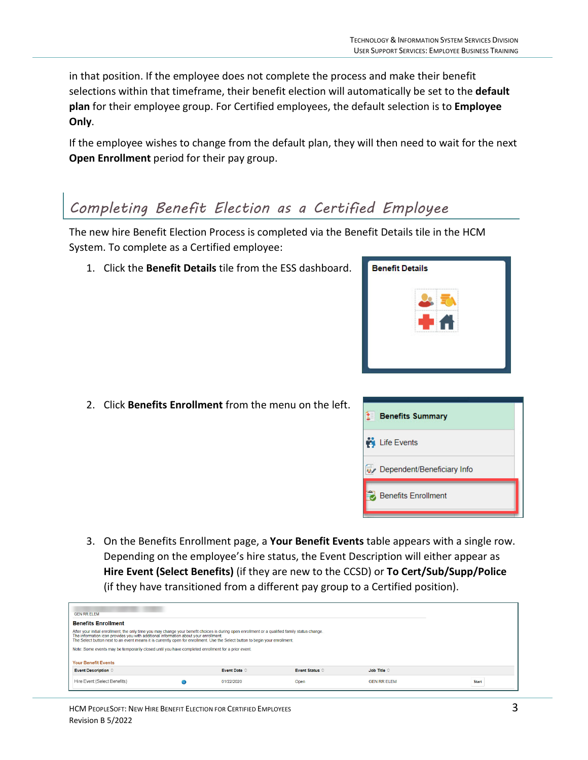in that position. If the employee does not complete the process and make their benefit selections within that timeframe, their benefit election will automatically be set to the **default plan** for their employee group. For Certified employees, the default selection is to **Employee Only**.

If the employee wishes to change from the default plan, they will then need to wait for the next **Open Enrollment** period for their pay group.

## Completing Benefit Election as a Certified Employee

The new hire Benefit Election Process is completed via the Benefit Details tile in the HCM System. To complete as a Certified employee:

1. Click the **Benefit Details** tile from the ESS dashboard.

2. Click **Benefits Enrollment** from the menu on the left.

3. On the Benefits Enrollment page, a **Your Benefit Events** table appears with a single row. Depending on the employee's hire status, the Event Description will either appear as **Hire Event (Select Benefits)** (if they are new to the CCSD) or **To Cert/Sub/Supp/Police** (if they have transitioned from a different pay group to a Certified position).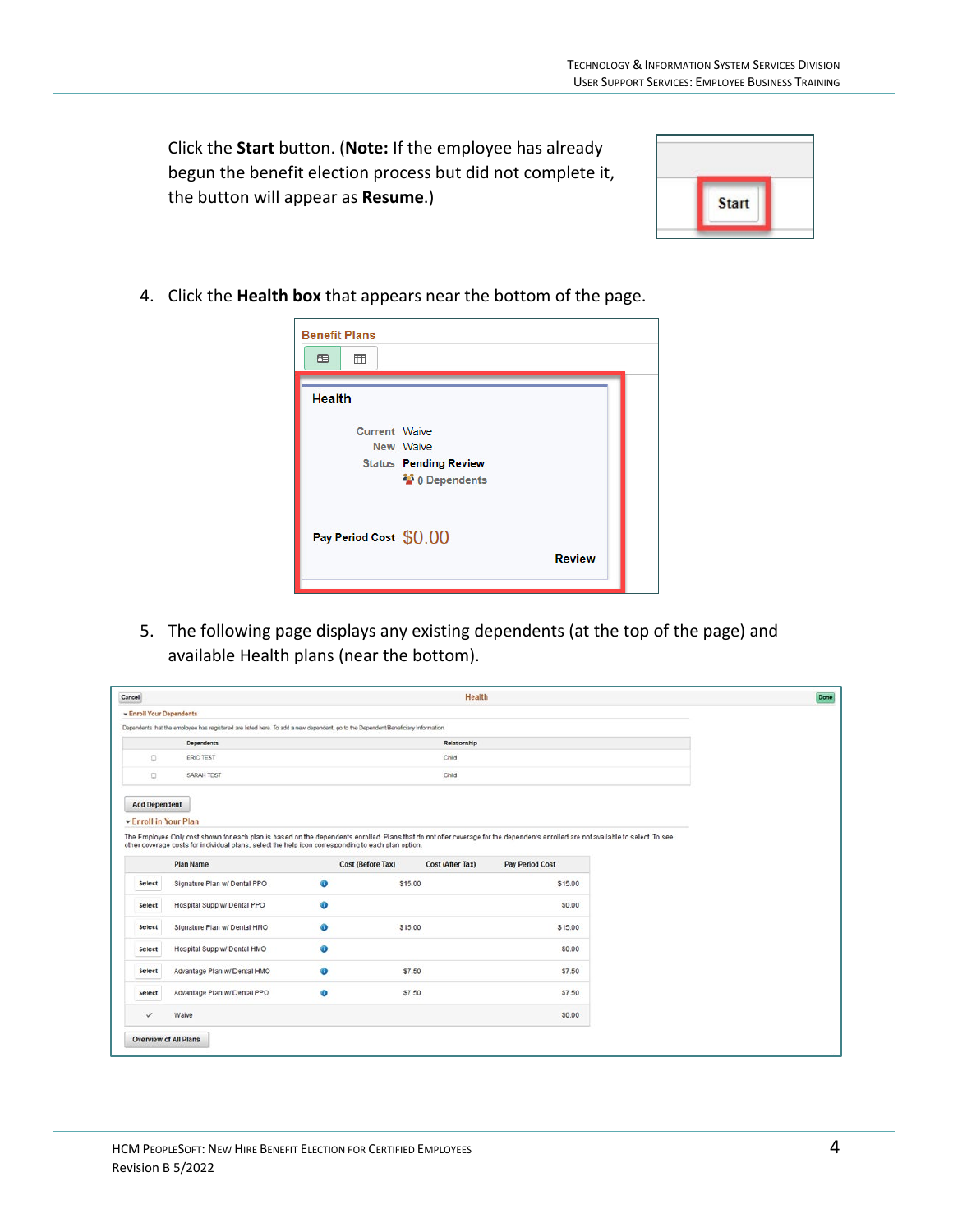Click the **Start** button. (**Note:** If the employee has already begun the benefit election process but did not complete it, the button will appear as **Resume**.)

4. Click the **Health box** that appears near the bottom of the page.

5. The following page displays any existing dependents (at the top of the page) and available Health plans (near the bottom).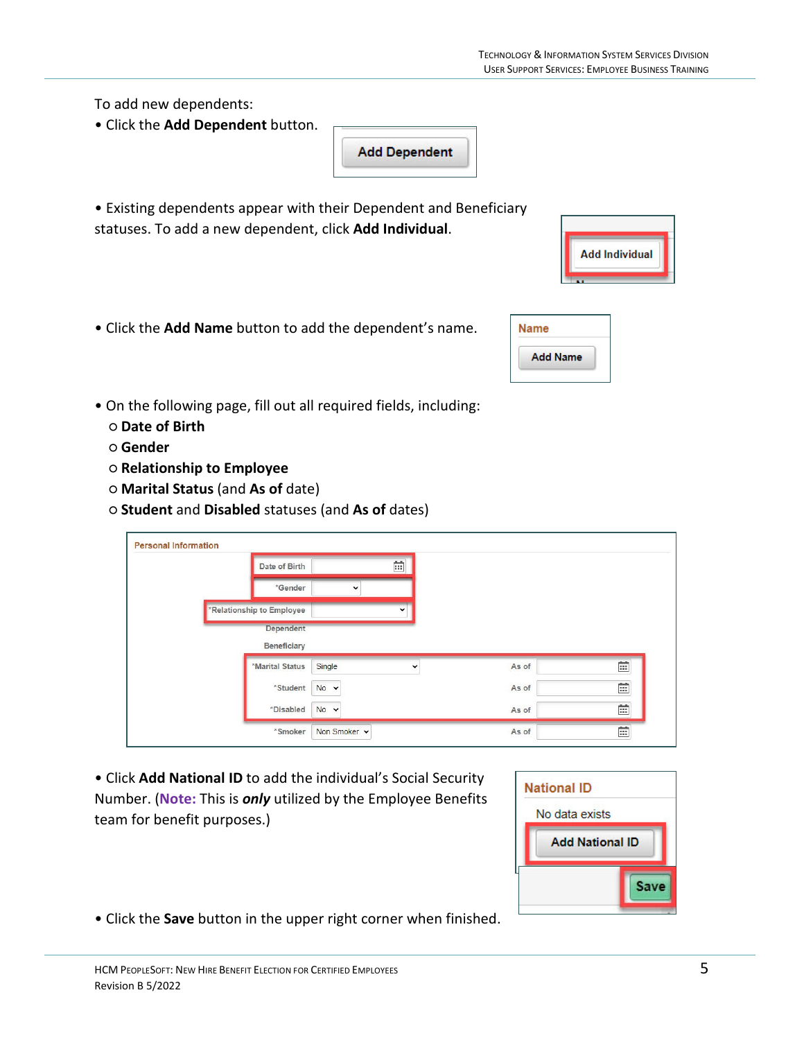To add new dependents:

- Click the **Add Dependent** button.

- Existing dependents appear with their Dependent and Beneficiary statuses. To add a new dependent, click **Add Individual**.

- Click the **Add Name** button to add the dependent's name.

- On the following page, fill out all required fields, including:
  - **Date of Birth**
  - **Gender**
  - **Relationship to Employee**
  - **Marital Status** (and **As of** date)
  - **Student** and **Disabled** statuses (and **As of** dates)

- Click **Add National ID** to add the individual's Social Security Number. (**Note:** This is ***only*** utilized by the Employee Benefits team for benefit purposes.)

- Click the **Save** button in the upper right corner when finished.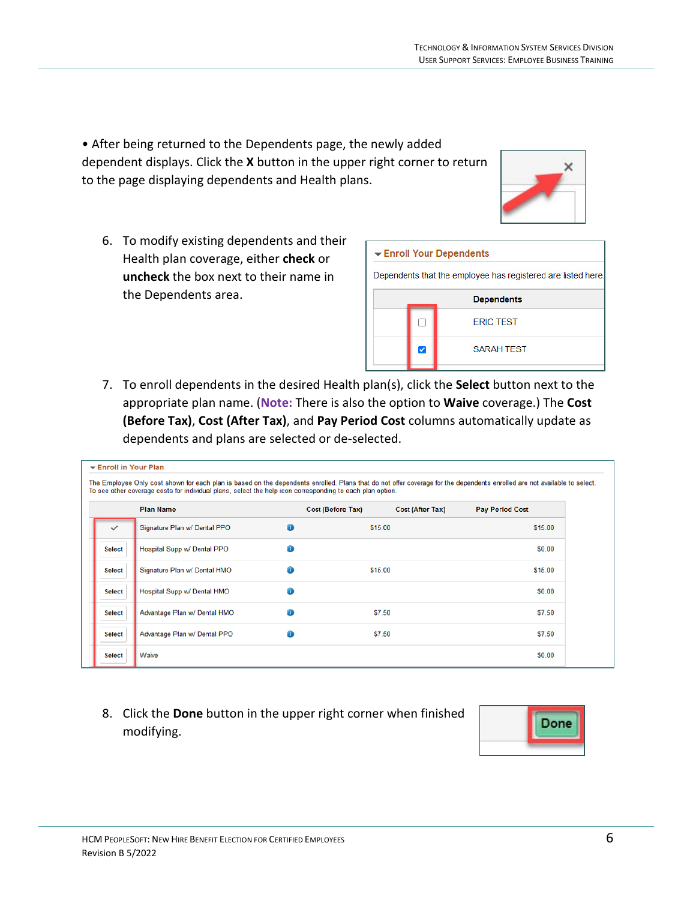• After being returned to the Dependents page, the newly added dependent displays. Click the **X** button in the upper right corner to return to the page displaying dependents and Health plans.

6. To modify existing dependents and their Health plan coverage, either **check** or **uncheck** the box next to their name in the Dependents area.

**Enroll Your Dependents**

Dependents that the employee has registered are listed here.

| | Dependents |
|---|---|
| ☐ | ERIC TEST |
| ☑ | SARAH TEST |

7. To enroll dependents in the desired Health plan(s), click the **Select** button next to the appropriate plan name. (**Note:** There is also the option to **Waive** coverage.) The **Cost (Before Tax)**, **Cost (After Tax)**, and **Pay Period Cost** columns automatically update as dependents and plans are selected or de-selected.

**Enroll in Your Plan**

The Employee Only cost shown for each plan is based on the dependents enrolled. Plans that do not offer coverage for the dependents enrolled are not available to select. To see other coverage costs for individual plans, select the help icon corresponding to each plan option.

| | Plan Name | | Cost (Before Tax) | Cost (After Tax) | Pay Period Cost |
|---|---|---|---|---|---|
| ✓ | Signature Plan w/ Dental PPO | ⓘ | $15.00 | | $15.00 |
| Select | Hospital Supp w/ Dental PPO | ⓘ | | | $0.00 |
| Select | Signature Plan w/ Dental HMO | ⓘ | $15.00 | | $15.00 |
| Select | Hospital Supp w/ Dental HMO | ⓘ | | | $0.00 |
| Select | Advantage Plan w/ Dental HMO | ⓘ | $7.50 | | $7.50 |
| Select | Advantage Plan w/ Dental PPO | ⓘ | $7.50 | | $7.50 |
| Select | Waive | | | | $0.00 |

8. Click the **Done** button in the upper right corner when finished modifying.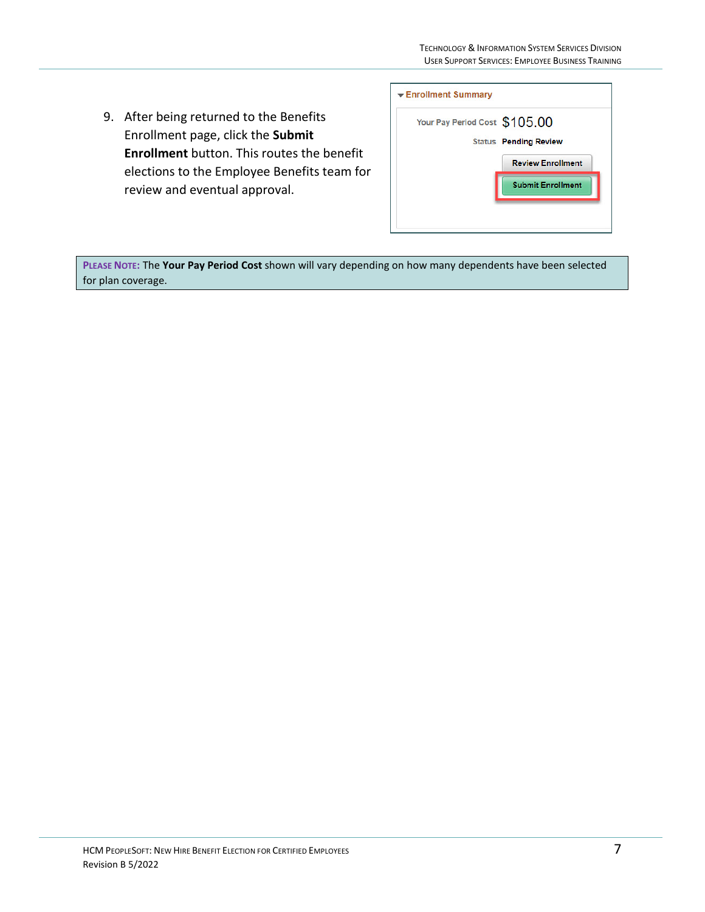9. After being returned to the Benefits Enrollment page, click the **Submit Enrollment** button. This routes the benefit elections to the Employee Benefits team for review and eventual approval.

Enrollment Summary

Your Pay Period Cost $105.00

Status Pending Review

Review Enrollment

Submit Enrollment

**PLEASE NOTE:** The **Your Pay Period Cost** shown will vary depending on how many dependents have been selected for plan coverage.